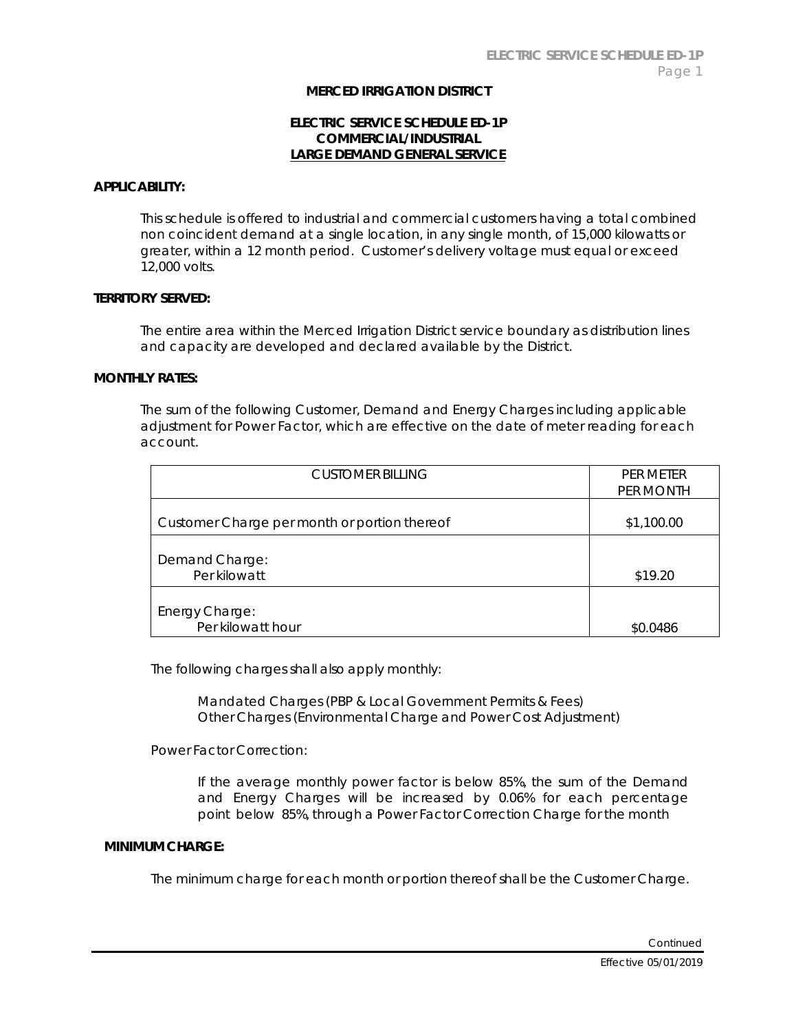# MERCED IRRIGATION DISTRICT

## ELECTRIC SERVICE SCHEDULE ED-1P
## COMMERCIAL/INDUSTRIAL
## LARGE DEMAND GENERAL SERVICE

**APPLICABILITY:**

This schedule is offered to industrial and commercial customers having a total combined non coincident demand at a single location, in any single month, of 15,000 kilowatts or greater, within a 12 month period. Customer's delivery voltage must equal or exceed 12,000 volts.

**TERRITORY SERVED:**

The entire area within the Merced Irrigation District service boundary as distribution lines and capacity are developed and declared available by the District.

**MONTHLY RATES:**

The sum of the following Customer, Demand and Energy Charges including applicable adjustment for Power Factor, which are effective on the date of meter reading for each account.

| CUSTOMER BILLING | PER METER PER MONTH |
|---|---|
| Customer Charge per month or portion thereof | $1,100.00 |
| Demand Charge: Per kilowatt | $19.20 |
| Energy Charge: Per kilowatt hour | $0.0486 |

The following charges shall also apply monthly:

Mandated Charges (PBP & Local Government Permits & Fees)
Other Charges (Environmental Charge and Power Cost Adjustment)

Power Factor Correction:

If the average monthly power factor is below 85%, the sum of the Demand and Energy Charges will be increased by 0.06% for each percentage point below 85%, through a Power Factor Correction Charge for the month

**MINIMUM CHARGE:**

The minimum charge for each month or portion thereof shall be the Customer Charge.

Continued

Effective 05/01/2019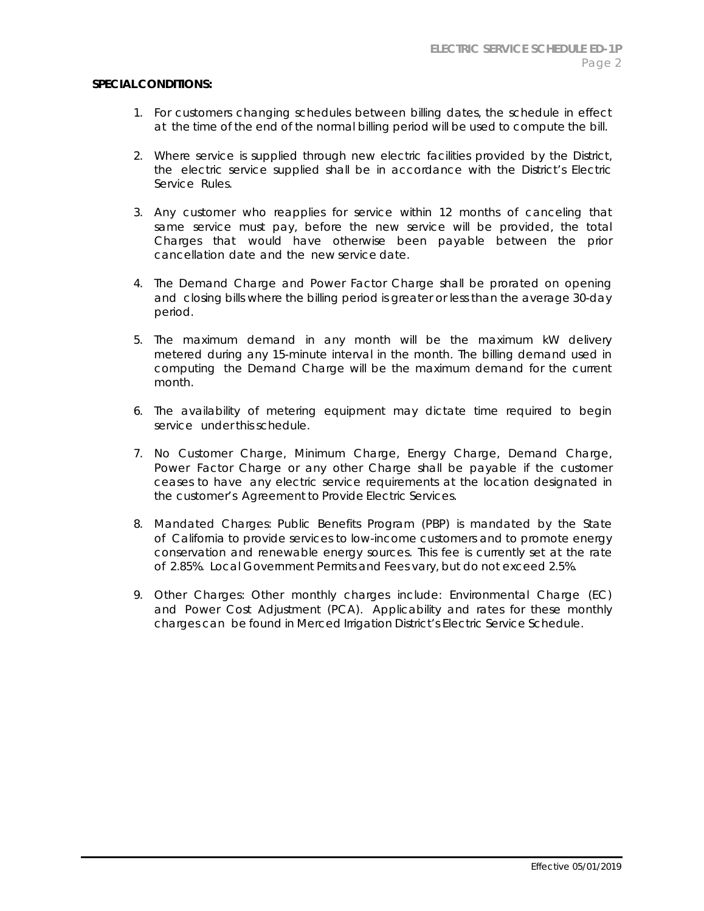**SPECIAL CONDITIONS:**

1. For customers changing schedules between billing dates, the schedule in effect at the time of the end of the normal billing period will be used to compute the bill.

2. Where service is supplied through new electric facilities provided by the District, the electric service supplied shall be in accordance with the District's Electric Service Rules.

3. Any customer who reapplies for service within 12 months of canceling that same service must pay, before the new service will be provided, the total Charges that would have otherwise been payable between the prior cancellation date and the new service date.

4. The Demand Charge and Power Factor Charge shall be prorated on opening and closing bills where the billing period is greater or less than the average 30-day period.

5. The maximum demand in any month will be the maximum kW delivery metered during any 15-minute interval in the month. The billing demand used in computing the Demand Charge will be the maximum demand for the current month.

6. The availability of metering equipment may dictate time required to begin service under this schedule.

7. No Customer Charge, Minimum Charge, Energy Charge, Demand Charge, Power Factor Charge or any other Charge shall be payable if the customer ceases to have any electric service requirements at the location designated in the customer's Agreement to Provide Electric Services.

8. Mandated Charges: Public Benefits Program (PBP) is mandated by the State of California to provide services to low-income customers and to promote energy conservation and renewable energy sources. This fee is currently set at the rate of 2.85%. Local Government Permits and Fees vary, but do not exceed 2.5%.

9. Other Charges: Other monthly charges include: Environmental Charge (EC) and Power Cost Adjustment (PCA). Applicability and rates for these monthly charges can be found in Merced Irrigation District's Electric Service Schedule.

Effective 05/01/2019